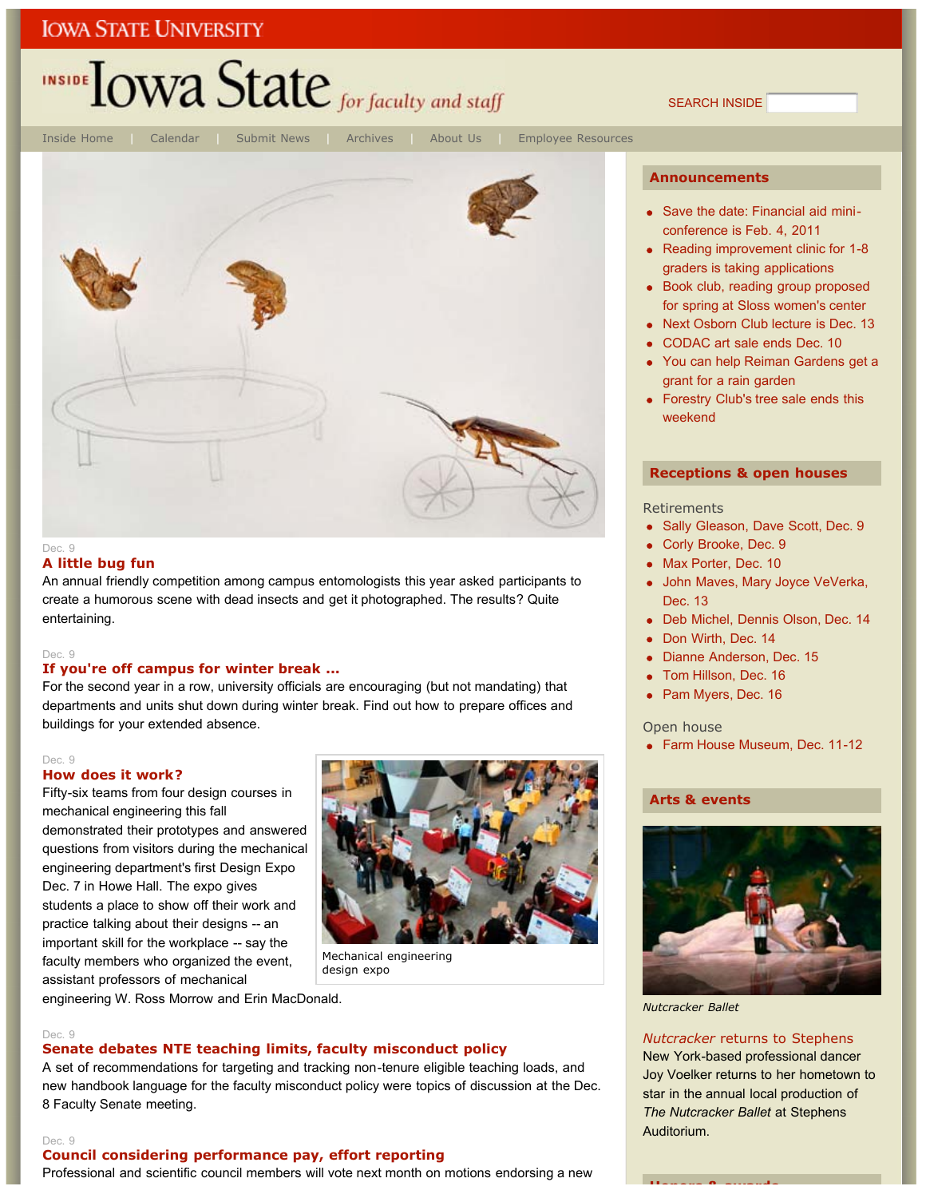IOWA STATE UNIVERSITY

# INSIDE Iowa State *for faculty and staff*

SEARCH INSIDE

Inside Home | Calendar | Submit News | Archives | About Us | Employee Resources

Dec. 9

### A little bug fun

An annual friendly competition among campus entomologists this year asked participants to create a humorous scene with dead insects and get it photographed. The results? Quite entertaining.

Dec. 9

### If you're off campus for winter break ...

For the second year in a row, university officials are encouraging (but not mandating) that departments and units shut down during winter break. Find out how to prepare offices and buildings for your extended absence.

Dec. 9

### How does it work?

Fifty-six teams from four design courses in mechanical engineering this fall demonstrated their prototypes and answered questions from visitors during the mechanical engineering department's first Design Expo Dec. 7 in Howe Hall. The expo gives students a place to show off their work and practice talking about their designs -- an important skill for the workplace -- say the faculty members who organized the event, assistant professors of mechanical engineering W. Ross Morrow and Erin MacDonald.

Mechanical engineering design expo

Dec. 9

### Senate debates NTE teaching limits, faculty misconduct policy

A set of recommendations for targeting and tracking non-tenure eligible teaching loads, and new handbook language for the faculty misconduct policy were topics of discussion at the Dec. 8 Faculty Senate meeting.

Dec. 9

### Council considering performance pay, effort reporting

Professional and scientific council members will vote next month on motions endorsing a new

## Announcements

- Save the date: Financial aid mini-conference is Feb. 4, 2011
- Reading improvement clinic for 1-8 graders is taking applications
- Book club, reading group proposed for spring at Sloss women's center
- Next Osborn Club lecture is Dec. 13
- CODAC art sale ends Dec. 10
- You can help Reiman Gardens get a grant for a rain garden
- Forestry Club's tree sale ends this weekend

## Receptions & open houses

Retirements

- Sally Gleason, Dave Scott, Dec. 9
- Corly Brooke, Dec. 9
- Max Porter, Dec. 10
- John Maves, Mary Joyce VeVerka, Dec. 13
- Deb Michel, Dennis Olson, Dec. 14
- Don Wirth, Dec. 14
- Dianne Anderson, Dec. 15
- Tom Hillson, Dec. 16
- Pam Myers, Dec. 16

Open house

- Farm House Museum, Dec. 11-12

## Arts & events

*Nutcracker Ballet*

### *Nutcracker* returns to Stephens

New York-based professional dancer Joy Voelker returns to her hometown to star in the annual local production of *The Nutcracker Ballet* at Stephens Auditorium.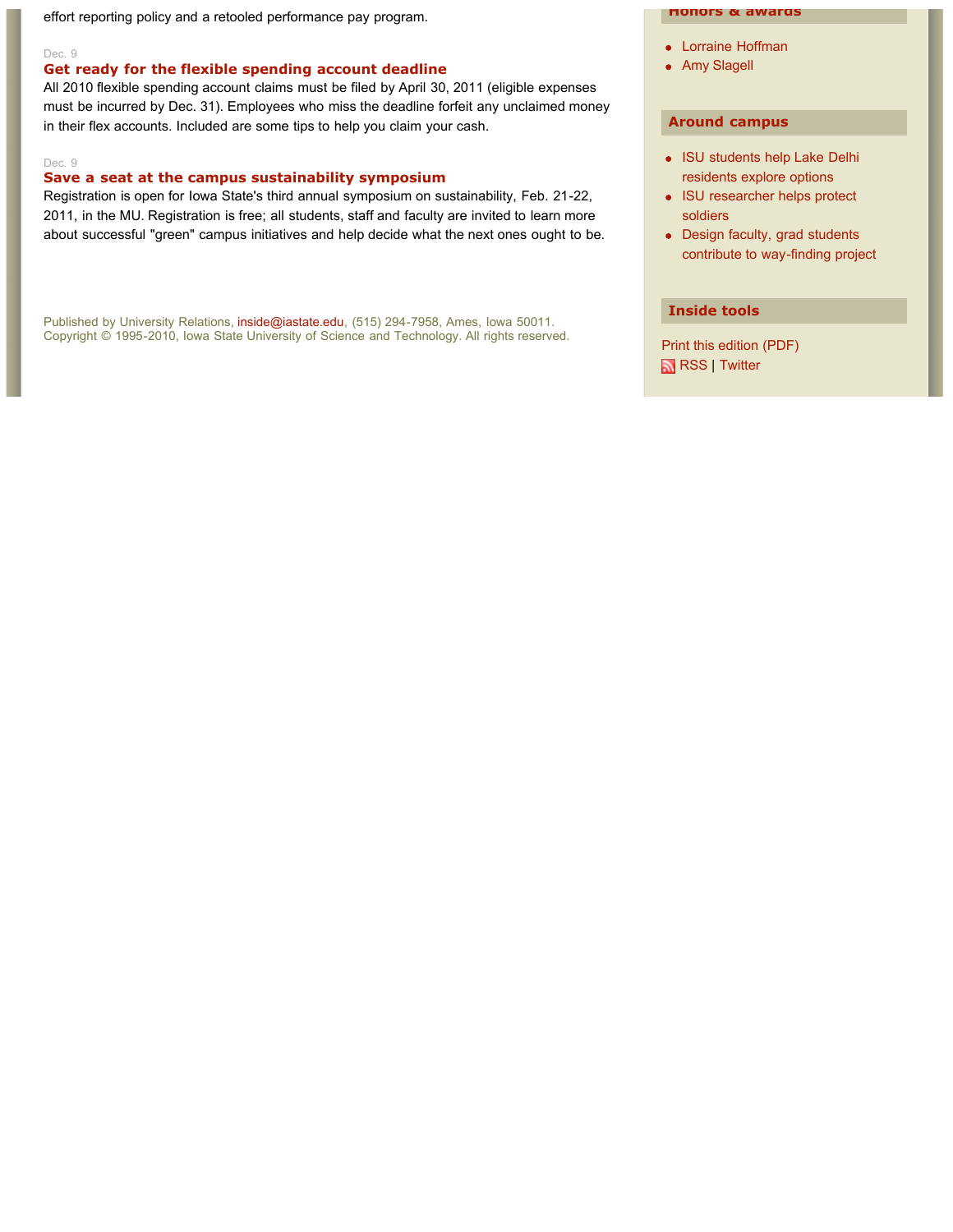effort reporting policy and a retooled performance pay program.

Dec. 9

### Get ready for the flexible spending account deadline

All 2010 flexible spending account claims must be filed by April 30, 2011 (eligible expenses must be incurred by Dec. 31). Employees who miss the deadline forfeit any unclaimed money in their flex accounts. Included are some tips to help you claim your cash.

Dec. 9

### Save a seat at the campus sustainability symposium

Registration is open for Iowa State's third annual symposium on sustainability, Feb. 21-22, 2011, in the MU. Registration is free; all students, staff and faculty are invited to learn more about successful "green" campus initiatives and help decide what the next ones ought to be.

Published by University Relations, inside@iastate.edu, (515) 294-7958, Ames, Iowa 50011.
Copyright © 1995-2010, Iowa State University of Science and Technology. All rights reserved.

### Honors & awards

- Lorraine Hoffman
- Amy Slagell

### Around campus

- ISU students help Lake Delhi residents explore options
- ISU researcher helps protect soldiers
- Design faculty, grad students contribute to way-finding project

### Inside tools

Print this edition (PDF)

RSS | Twitter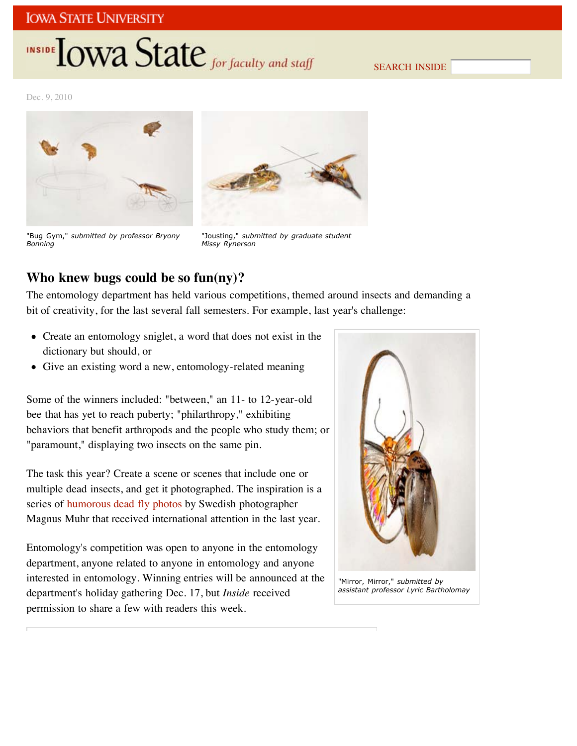Dec. 9, 2010

"Bug Gym," *submitted by professor Bryony Bonning*

"Jousting," *submitted by graduate student Missy Rynerson*

## Who knew bugs could be so fun(ny)?

The entomology department has held various competitions, themed around insects and demanding a bit of creativity, for the last several fall semesters. For example, last year's challenge:

- Create an entomology sniglet, a word that does not exist in the dictionary but should, or
- Give an existing word a new, entomology-related meaning

Some of the winners included: "between," an 11- to 12-year-old bee that has yet to reach puberty; "philarthropy," exhibiting behaviors that benefit arthropods and the people who study them; or "paramount," displaying two insects on the same pin.

The task this year? Create a scene or scenes that include one or multiple dead insects, and get it photographed. The inspiration is a series of humorous dead fly photos by Swedish photographer Magnus Muhr that received international attention in the last year.

Entomology's competition was open to anyone in the entomology department, anyone related to anyone in entomology and anyone interested in entomology. Winning entries will be announced at the department's holiday gathering Dec. 17, but *Inside* received permission to share a few with readers this week.

"Mirror, Mirror," *submitted by assistant professor Lyric Bartholomay*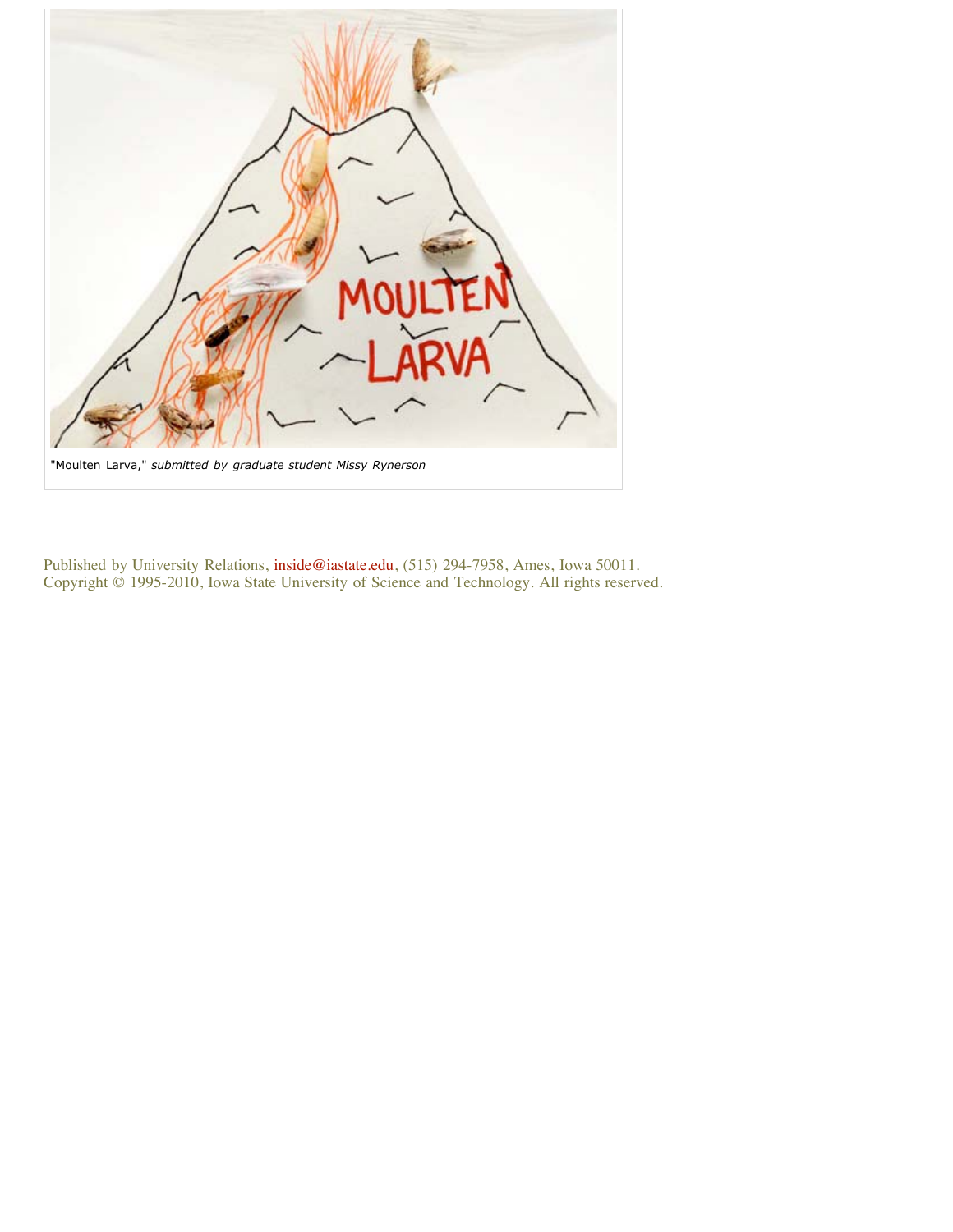"Moulten Larva," *submitted by graduate student Missy Rynerson*

Published by University Relations, inside@iastate.edu, (515) 294-7958, Ames, Iowa 50011.
Copyright © 1995-2010, Iowa State University of Science and Technology. All rights reserved.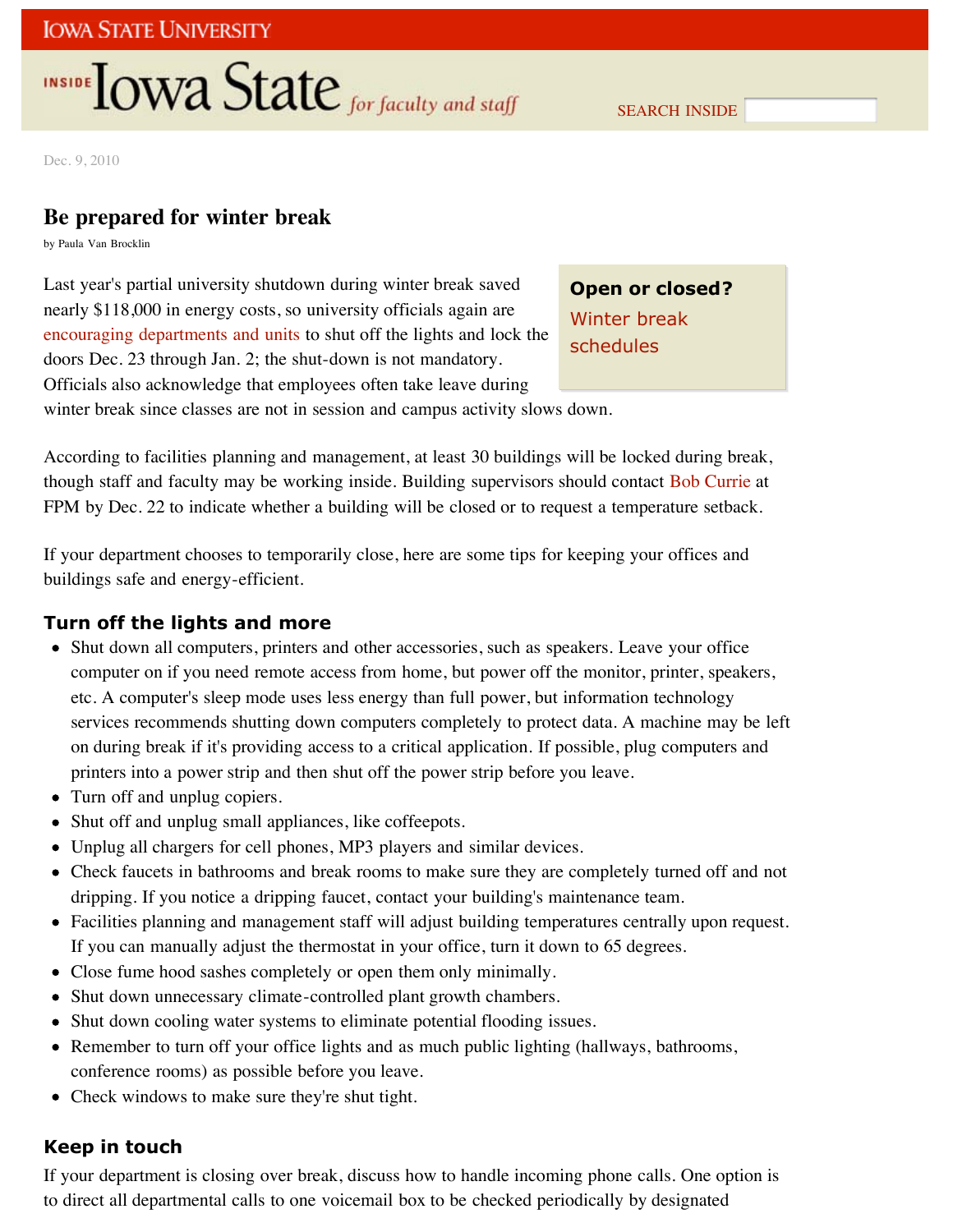Dec. 9, 2010

## Be prepared for winter break

by Paula Van Brocklin

**Open or closed?**
Winter break schedules

Last year's partial university shutdown during winter break saved nearly $118,000 in energy costs, so university officials again are encouraging departments and units to shut off the lights and lock the doors Dec. 23 through Jan. 2; the shut-down is not mandatory. Officials also acknowledge that employees often take leave during winter break since classes are not in session and campus activity slows down.

According to facilities planning and management, at least 30 buildings will be locked during break, though staff and faculty may be working inside. Building supervisors should contact Bob Currie at FPM by Dec. 22 to indicate whether a building will be closed or to request a temperature setback.

If your department chooses to temporarily close, here are some tips for keeping your offices and buildings safe and energy-efficient.

### Turn off the lights and more

- Shut down all computers, printers and other accessories, such as speakers. Leave your office computer on if you need remote access from home, but power off the monitor, printer, speakers, etc. A computer's sleep mode uses less energy than full power, but information technology services recommends shutting down computers completely to protect data. A machine may be left on during break if it's providing access to a critical application. If possible, plug computers and printers into a power strip and then shut off the power strip before you leave.
- Turn off and unplug copiers.
- Shut off and unplug small appliances, like coffeepots.
- Unplug all chargers for cell phones, MP3 players and similar devices.
- Check faucets in bathrooms and break rooms to make sure they are completely turned off and not dripping. If you notice a dripping faucet, contact your building's maintenance team.
- Facilities planning and management staff will adjust building temperatures centrally upon request. If you can manually adjust the thermostat in your office, turn it down to 65 degrees.
- Close fume hood sashes completely or open them only minimally.
- Shut down unnecessary climate-controlled plant growth chambers.
- Shut down cooling water systems to eliminate potential flooding issues.
- Remember to turn off your office lights and as much public lighting (hallways, bathrooms, conference rooms) as possible before you leave.
- Check windows to make sure they're shut tight.

### Keep in touch

If your department is closing over break, discuss how to handle incoming phone calls. One option is to direct all departmental calls to one voicemail box to be checked periodically by designated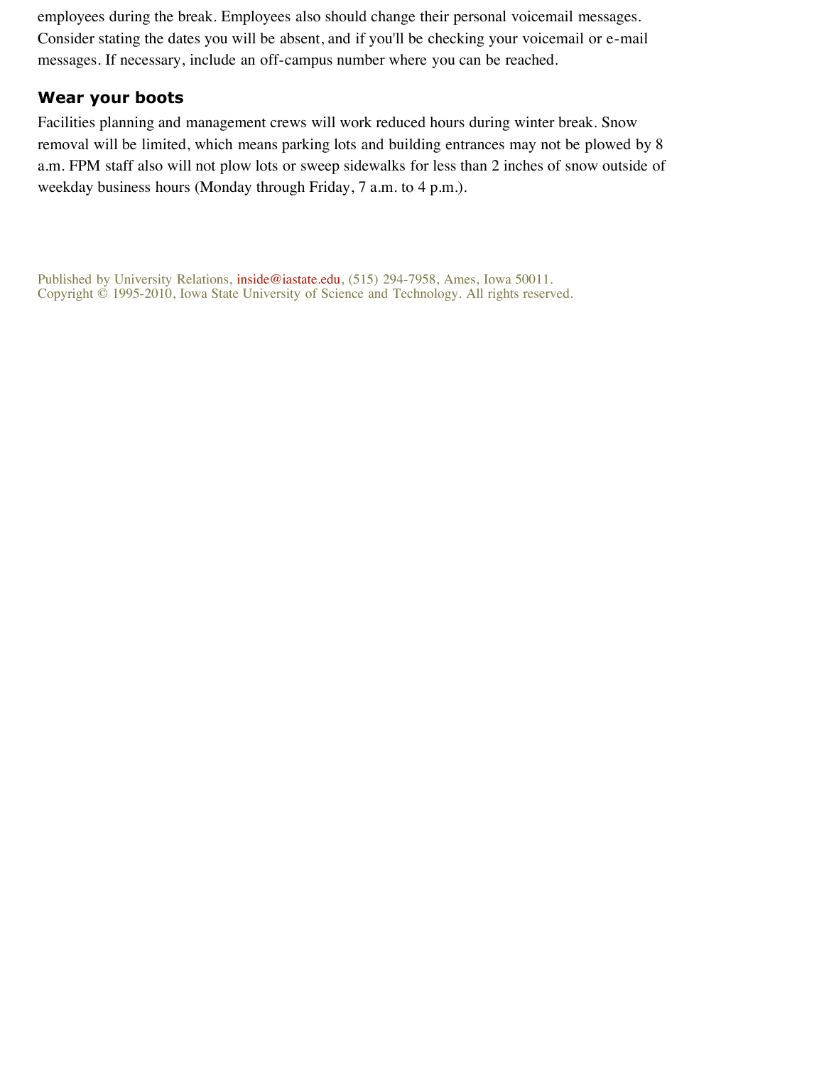employees during the break. Employees also should change their personal voicemail messages. Consider stating the dates you will be absent, and if you'll be checking your voicemail or e-mail messages. If necessary, include an off-campus number where you can be reached.

### Wear your boots

Facilities planning and management crews will work reduced hours during winter break. Snow removal will be limited, which means parking lots and building entrances may not be plowed by 8 a.m. FPM staff also will not plow lots or sweep sidewalks for less than 2 inches of snow outside of weekday business hours (Monday through Friday, 7 a.m. to 4 p.m.).

Published by University Relations, inside@iastate.edu, (515) 294-7958, Ames, Iowa 50011.
Copyright © 1995-2010, Iowa State University of Science and Technology. All rights reserved.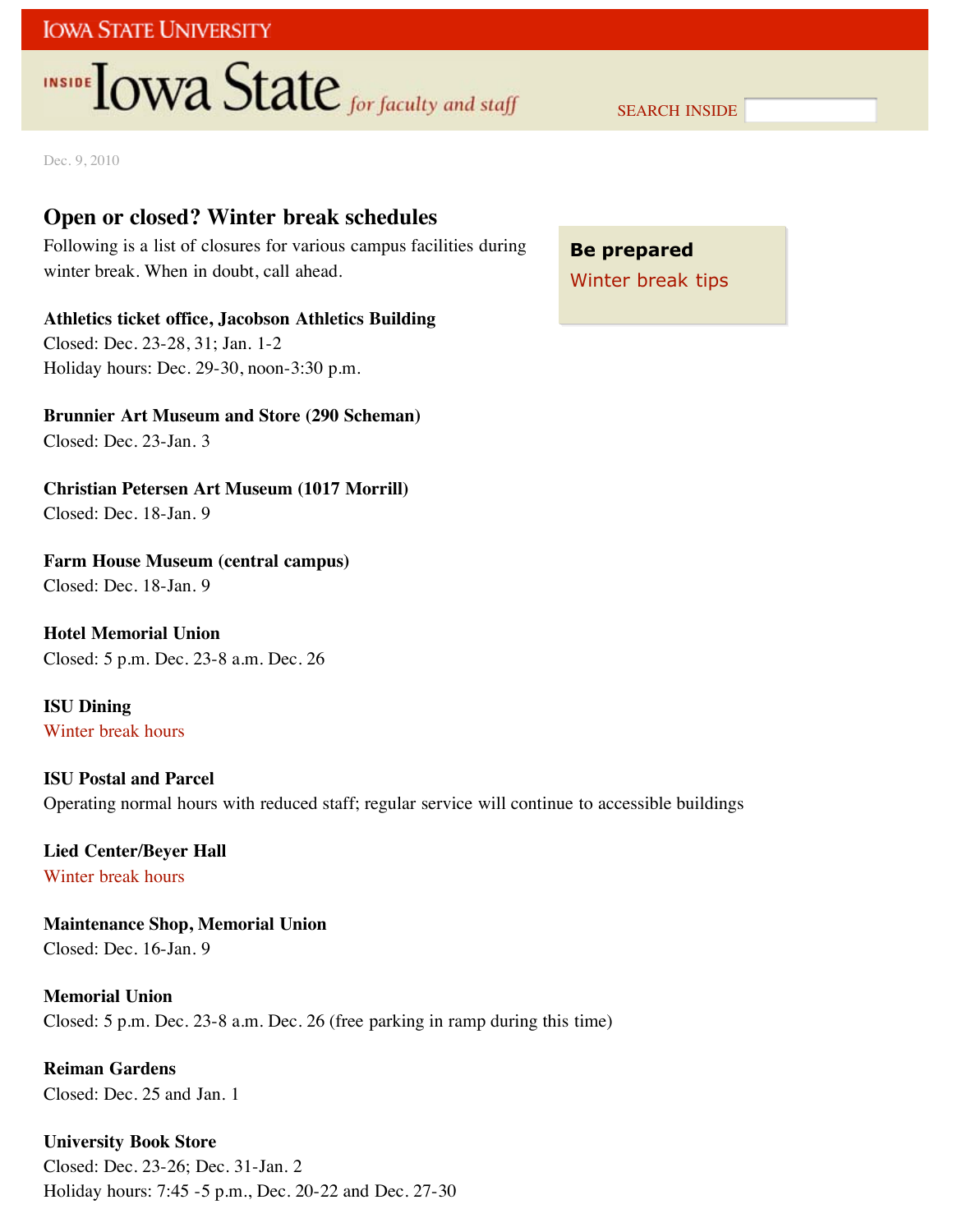Dec. 9, 2010

## Open or closed? Winter break schedules

Following is a list of closures for various campus facilities during winter break. When in doubt, call ahead.

**Be prepared**

Winter break tips

**Athletics ticket office, Jacobson Athletics Building**
Closed: Dec. 23-28, 31; Jan. 1-2
Holiday hours: Dec. 29-30, noon-3:30 p.m.

**Brunnier Art Museum and Store (290 Scheman)**
Closed: Dec. 23-Jan. 3

**Christian Petersen Art Museum (1017 Morrill)**
Closed: Dec. 18-Jan. 9

**Farm House Museum (central campus)**
Closed: Dec. 18-Jan. 9

**Hotel Memorial Union**
Closed: 5 p.m. Dec. 23-8 a.m. Dec. 26

**ISU Dining**
Winter break hours

**ISU Postal and Parcel**
Operating normal hours with reduced staff; regular service will continue to accessible buildings

**Lied Center/Beyer Hall**
Winter break hours

**Maintenance Shop, Memorial Union**
Closed: Dec. 16-Jan. 9

**Memorial Union**
Closed: 5 p.m. Dec. 23-8 a.m. Dec. 26 (free parking in ramp during this time)

**Reiman Gardens**
Closed: Dec. 25 and Jan. 1

**University Book Store**
Closed: Dec. 23-26; Dec. 31-Jan. 2
Holiday hours: 7:45 -5 p.m., Dec. 20-22 and Dec. 27-30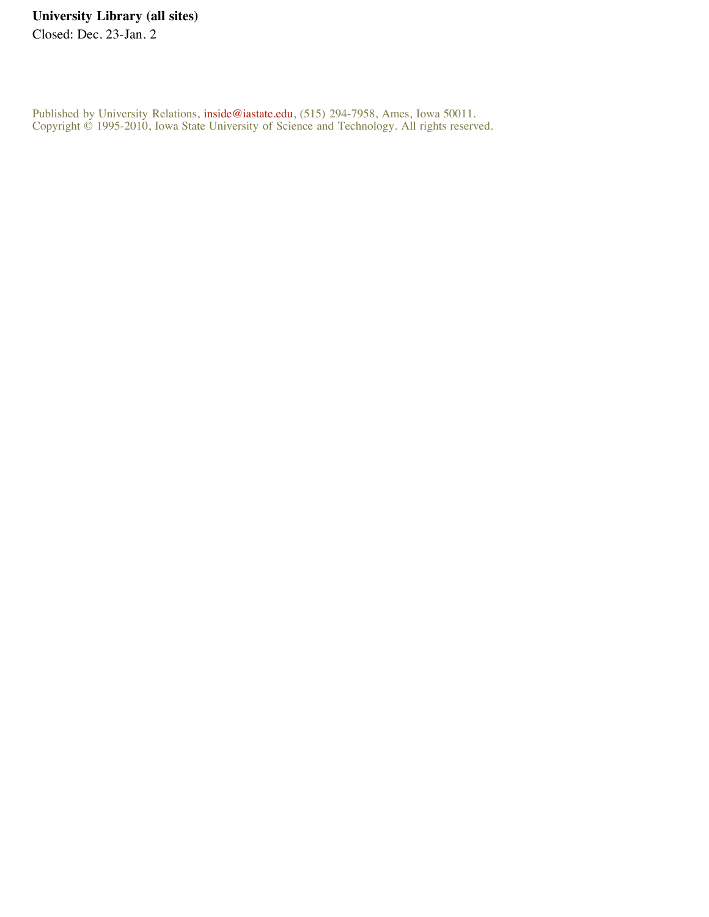**University Library (all sites)**

Closed: Dec. 23-Jan. 2

Published by University Relations, inside@iastate.edu, (515) 294-7958, Ames, Iowa 50011.
Copyright © 1995-2010, Iowa State University of Science and Technology. All rights reserved.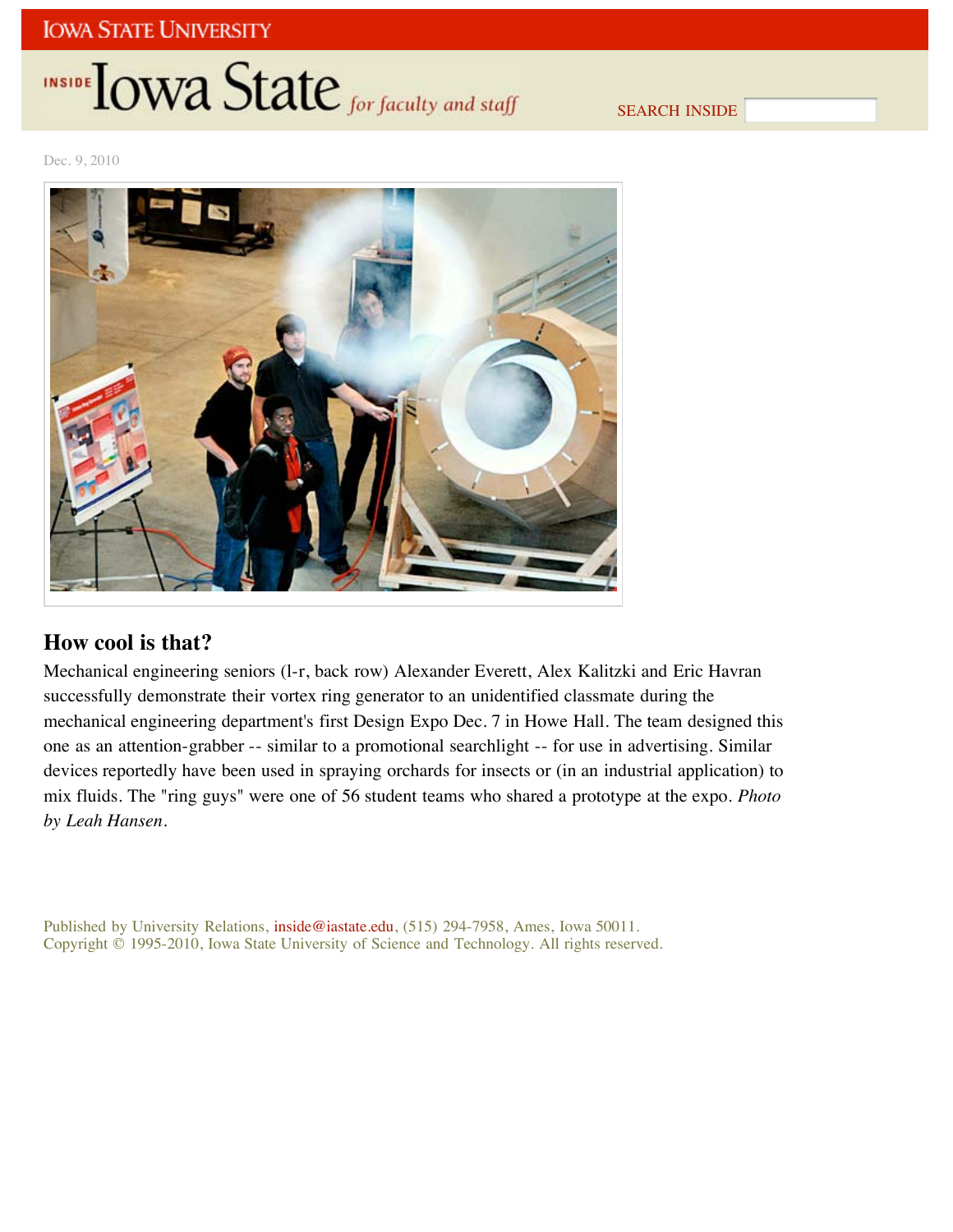Dec. 9, 2010

## How cool is that?

Mechanical engineering seniors (l-r, back row) Alexander Everett, Alex Kalitzki and Eric Havran successfully demonstrate their vortex ring generator to an unidentified classmate during the mechanical engineering department's first Design Expo Dec. 7 in Howe Hall. The team designed this one as an attention-grabber -- similar to a promotional searchlight -- for use in advertising. Similar devices reportedly have been used in spraying orchards for insects or (in an industrial application) to mix fluids. The "ring guys" were one of 56 student teams who shared a prototype at the expo. *Photo by Leah Hansen*.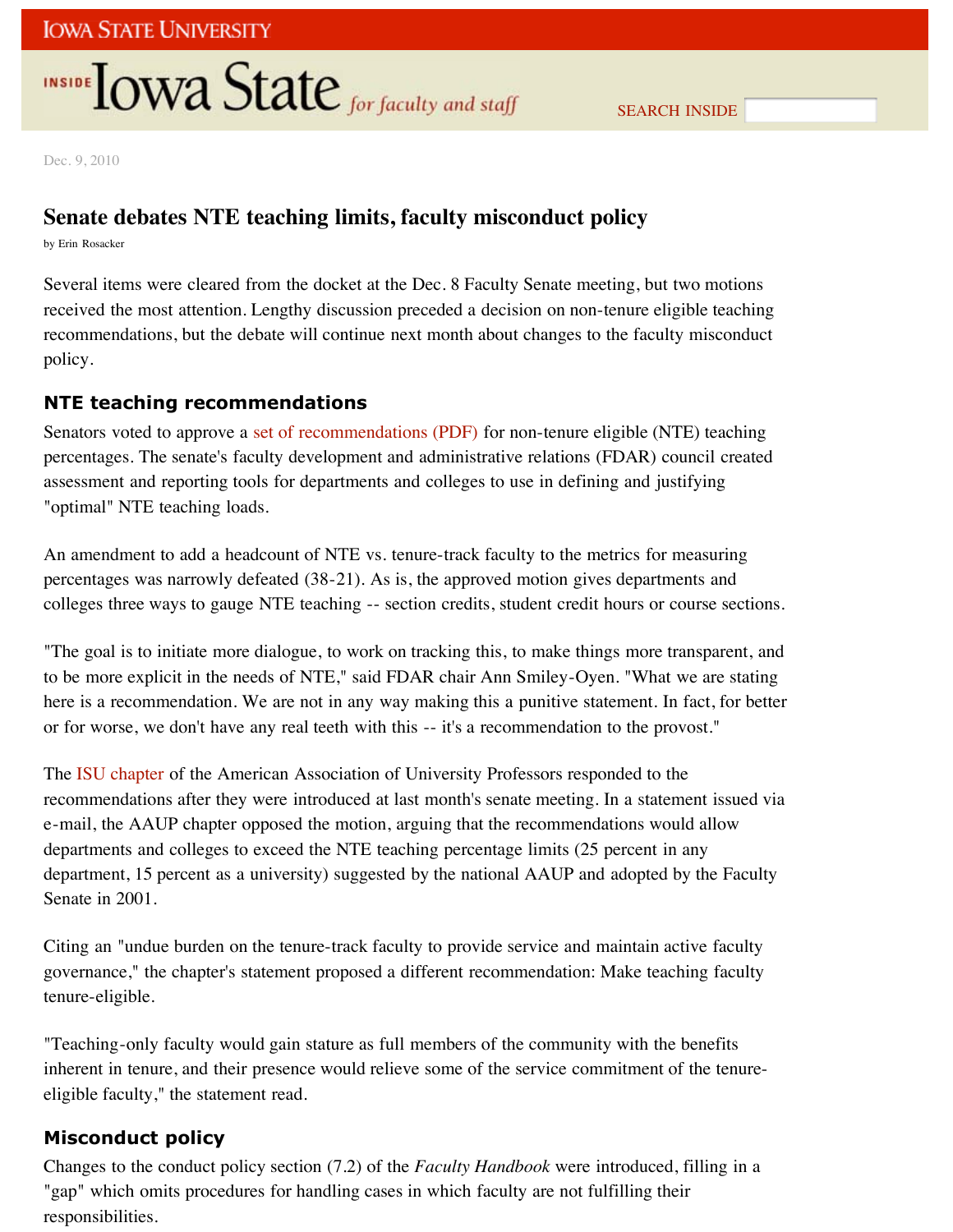Dec. 9, 2010

## Senate debates NTE teaching limits, faculty misconduct policy

by Erin Rosacker

Several items were cleared from the docket at the Dec. 8 Faculty Senate meeting, but two motions received the most attention. Lengthy discussion preceded a decision on non-tenure eligible teaching recommendations, but the debate will continue next month about changes to the faculty misconduct policy.

### NTE teaching recommendations

Senators voted to approve a set of recommendations (PDF) for non-tenure eligible (NTE) teaching percentages. The senate's faculty development and administrative relations (FDAR) council created assessment and reporting tools for departments and colleges to use in defining and justifying "optimal" NTE teaching loads.

An amendment to add a headcount of NTE vs. tenure-track faculty to the metrics for measuring percentages was narrowly defeated (38-21). As is, the approved motion gives departments and colleges three ways to gauge NTE teaching -- section credits, student credit hours or course sections.

"The goal is to initiate more dialogue, to work on tracking this, to make things more transparent, and to be more explicit in the needs of NTE," said FDAR chair Ann Smiley-Oyen. "What we are stating here is a recommendation. We are not in any way making this a punitive statement. In fact, for better or for worse, we don't have any real teeth with this -- it's a recommendation to the provost."

The ISU chapter of the American Association of University Professors responded to the recommendations after they were introduced at last month's senate meeting. In a statement issued via e-mail, the AAUP chapter opposed the motion, arguing that the recommendations would allow departments and colleges to exceed the NTE teaching percentage limits (25 percent in any department, 15 percent as a university) suggested by the national AAUP and adopted by the Faculty Senate in 2001.

Citing an "undue burden on the tenure-track faculty to provide service and maintain active faculty governance," the chapter's statement proposed a different recommendation: Make teaching faculty tenure-eligible.

"Teaching-only faculty would gain stature as full members of the community with the benefits inherent in tenure, and their presence would relieve some of the service commitment of the tenure-eligible faculty," the statement read.

### Misconduct policy

Changes to the conduct policy section (7.2) of the *Faculty Handbook* were introduced, filling in a "gap" which omits procedures for handling cases in which faculty are not fulfilling their responsibilities.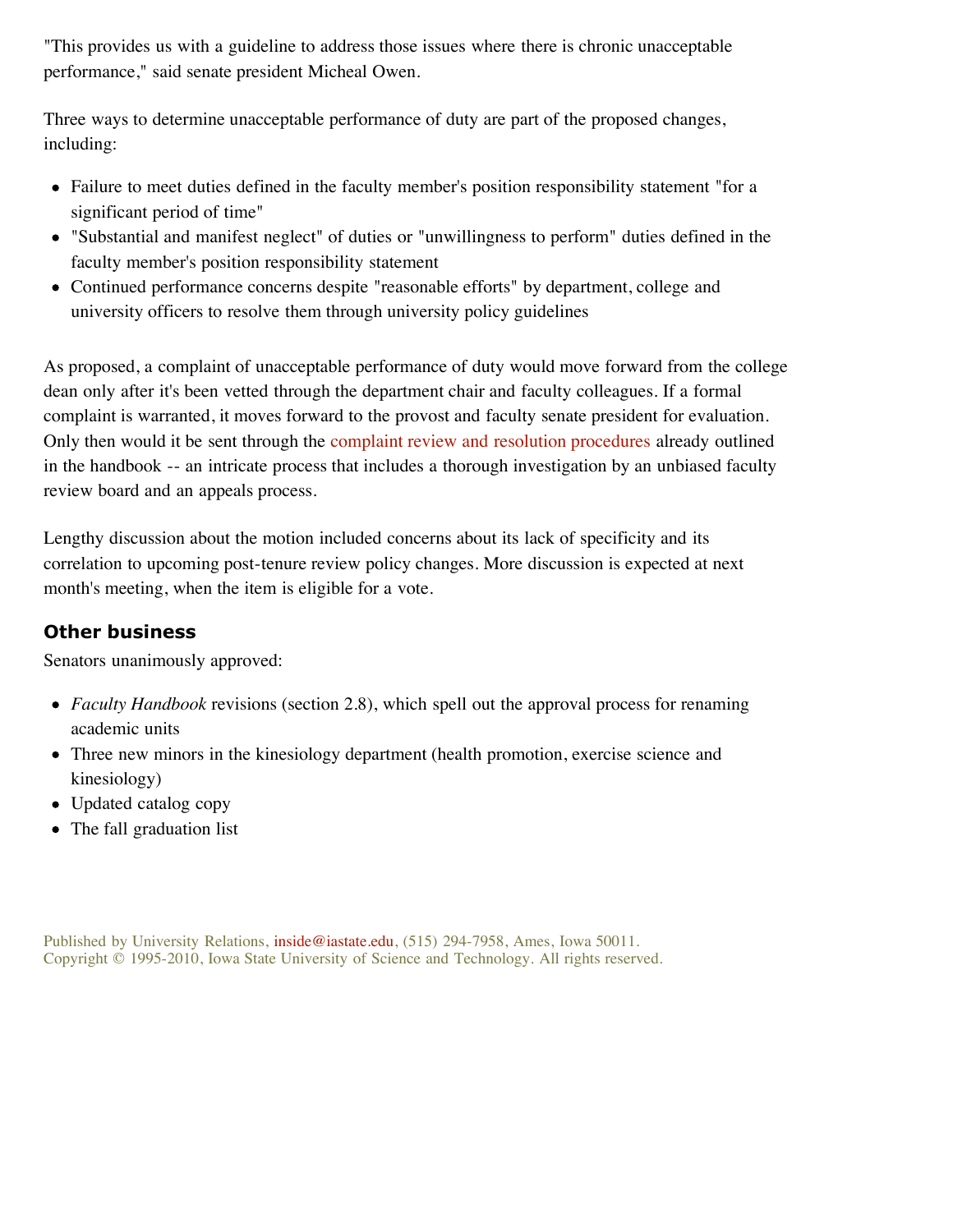"This provides us with a guideline to address those issues where there is chronic unacceptable performance," said senate president Micheal Owen.

Three ways to determine unacceptable performance of duty are part of the proposed changes, including:

- Failure to meet duties defined in the faculty member's position responsibility statement "for a significant period of time"
- "Substantial and manifest neglect" of duties or "unwillingness to perform" duties defined in the faculty member's position responsibility statement
- Continued performance concerns despite "reasonable efforts" by department, college and university officers to resolve them through university policy guidelines

As proposed, a complaint of unacceptable performance of duty would move forward from the college dean only after it's been vetted through the department chair and faculty colleagues. If a formal complaint is warranted, it moves forward to the provost and faculty senate president for evaluation. Only then would it be sent through the complaint review and resolution procedures already outlined in the handbook -- an intricate process that includes a thorough investigation by an unbiased faculty review board and an appeals process.

Lengthy discussion about the motion included concerns about its lack of specificity and its correlation to upcoming post-tenure review policy changes. More discussion is expected at next month's meeting, when the item is eligible for a vote.

## Other business

Senators unanimously approved:

- *Faculty Handbook* revisions (section 2.8), which spell out the approval process for renaming academic units
- Three new minors in the kinesiology department (health promotion, exercise science and kinesiology)
- Updated catalog copy
- The fall graduation list

Published by University Relations, inside@iastate.edu, (515) 294-7958, Ames, Iowa 50011.
Copyright © 1995-2010, Iowa State University of Science and Technology. All rights reserved.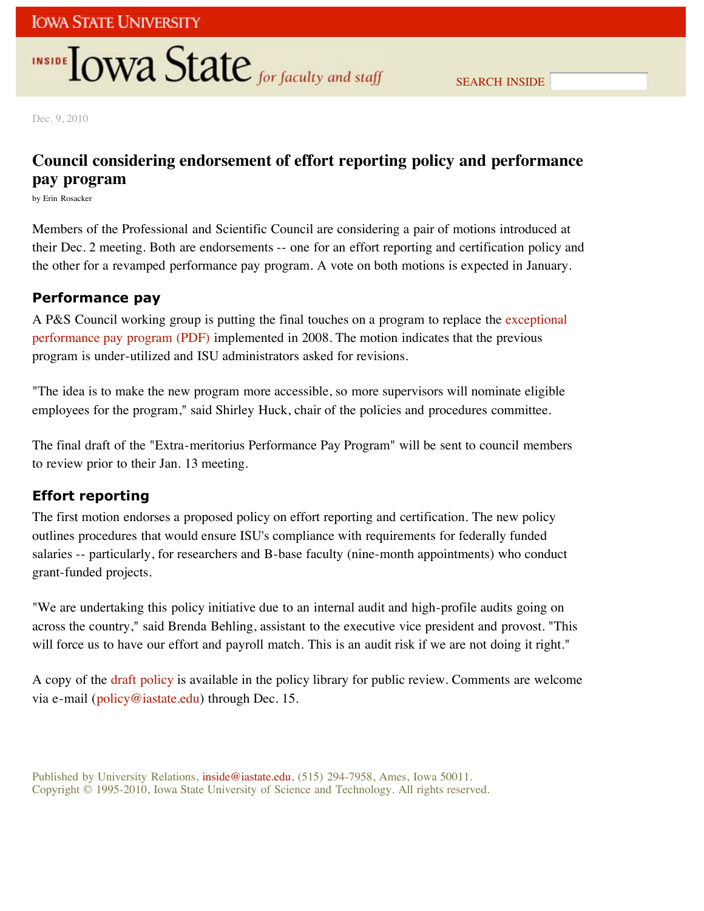Dec. 9, 2010

# Council considering endorsement of effort reporting policy and performance pay program

by Erin Rosacker

Members of the Professional and Scientific Council are considering a pair of motions introduced at their Dec. 2 meeting. Both are endorsements -- one for an effort reporting and certification policy and the other for a revamped performance pay program. A vote on both motions is expected in January.

## Performance pay

A P&S Council working group is putting the final touches on a program to replace the exceptional performance pay program (PDF) implemented in 2008. The motion indicates that the previous program is under-utilized and ISU administrators asked for revisions.

"The idea is to make the new program more accessible, so more supervisors will nominate eligible employees for the program," said Shirley Huck, chair of the policies and procedures committee.

The final draft of the "Extra-meritorius Performance Pay Program" will be sent to council members to review prior to their Jan. 13 meeting.

## Effort reporting

The first motion endorses a proposed policy on effort reporting and certification. The new policy outlines procedures that would ensure ISU's compliance with requirements for federally funded salaries -- particularly, for researchers and B-base faculty (nine-month appointments) who conduct grant-funded projects.

"We are undertaking this policy initiative due to an internal audit and high-profile audits going on across the country," said Brenda Behling, assistant to the executive vice president and provost. "This will force us to have our effort and payroll match. This is an audit risk if we are not doing it right."

A copy of the draft policy is available in the policy library for public review. Comments are welcome via e-mail (policy@iastate.edu) through Dec. 15.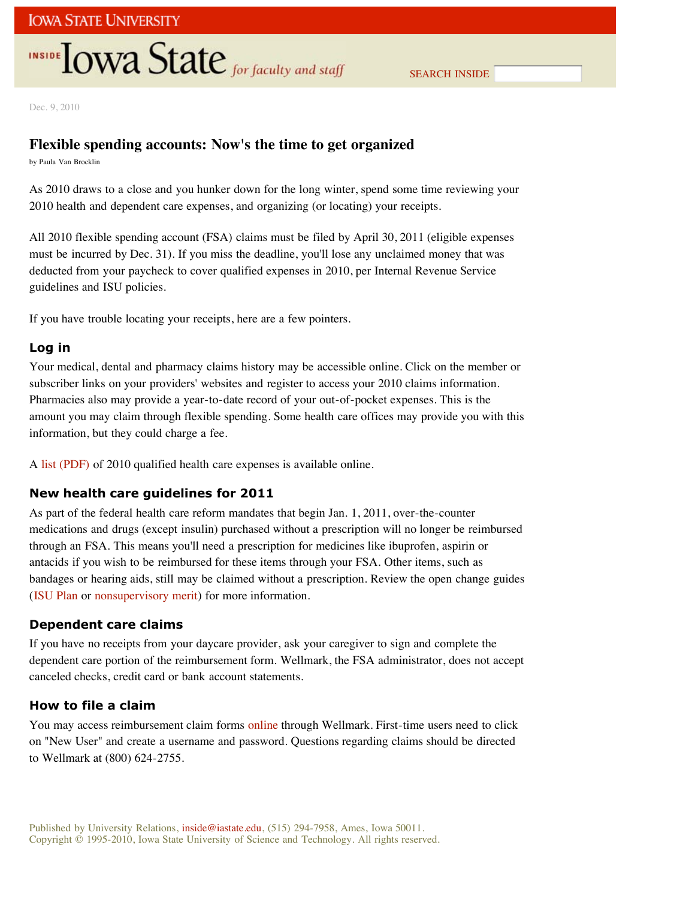IOWA STATE UNIVERSITY

INSIDE Iowa State *for faculty and staff*

SEARCH INSIDE

Dec. 9, 2010

# Flexible spending accounts: Now's the time to get organized

by Paula Van Brocklin

As 2010 draws to a close and you hunker down for the long winter, spend some time reviewing your 2010 health and dependent care expenses, and organizing (or locating) your receipts.

All 2010 flexible spending account (FSA) claims must be filed by April 30, 2011 (eligible expenses must be incurred by Dec. 31). If you miss the deadline, you'll lose any unclaimed money that was deducted from your paycheck to cover qualified expenses in 2010, per Internal Revenue Service guidelines and ISU policies.

If you have trouble locating your receipts, here are a few pointers.

## Log in

Your medical, dental and pharmacy claims history may be accessible online. Click on the member or subscriber links on your providers' websites and register to access your 2010 claims information. Pharmacies also may provide a year-to-date record of your out-of-pocket expenses. This is the amount you may claim through flexible spending. Some health care offices may provide you with this information, but they could charge a fee.

A list (PDF) of 2010 qualified health care expenses is available online.

## New health care guidelines for 2011

As part of the federal health care reform mandates that begin Jan. 1, 2011, over-the-counter medications and drugs (except insulin) purchased without a prescription will no longer be reimbursed through an FSA. This means you'll need a prescription for medicines like ibuprofen, aspirin or antacids if you wish to be reimbursed for these items through your FSA. Other items, such as bandages or hearing aids, still may be claimed without a prescription. Review the open change guides (ISU Plan or nonsupervisory merit) for more information.

## Dependent care claims

If you have no receipts from your daycare provider, ask your caregiver to sign and complete the dependent care portion of the reimbursement form. Wellmark, the FSA administrator, does not accept canceled checks, credit card or bank account statements.

## How to file a claim

You may access reimbursement claim forms online through Wellmark. First-time users need to click on "New User" and create a username and password. Questions regarding claims should be directed to Wellmark at (800) 624-2755.

Published by University Relations, inside@iastate.edu, (515) 294-7958, Ames, Iowa 50011.
Copyright © 1995-2010, Iowa State University of Science and Technology. All rights reserved.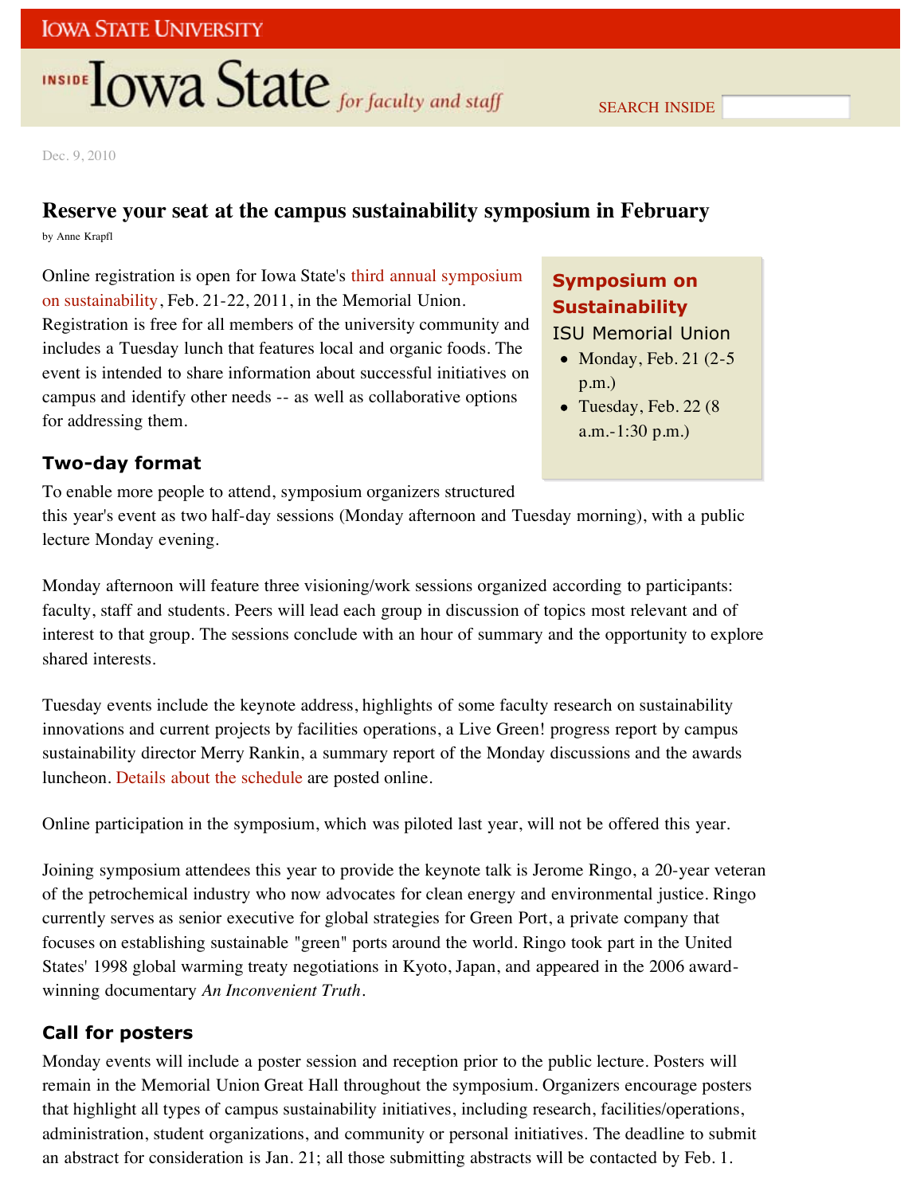Dec. 9, 2010

# Reserve your seat at the campus sustainability symposium in February

by Anne Krapfl

Online registration is open for Iowa State's third annual symposium on sustainability, Feb. 21-22, 2011, in the Memorial Union. Registration is free for all members of the university community and includes a Tuesday lunch that features local and organic foods. The event is intended to share information about successful initiatives on campus and identify other needs -- as well as collaborative options for addressing them.

**Symposium on Sustainability**

ISU Memorial Union

- Monday, Feb. 21 (2-5 p.m.)
- Tuesday, Feb. 22 (8 a.m.-1:30 p.m.)

## Two-day format

To enable more people to attend, symposium organizers structured this year's event as two half-day sessions (Monday afternoon and Tuesday morning), with a public lecture Monday evening.

Monday afternoon will feature three visioning/work sessions organized according to participants: faculty, staff and students. Peers will lead each group in discussion of topics most relevant and of interest to that group. The sessions conclude with an hour of summary and the opportunity to explore shared interests.

Tuesday events include the keynote address, highlights of some faculty research on sustainability innovations and current projects by facilities operations, a Live Green! progress report by campus sustainability director Merry Rankin, a summary report of the Monday discussions and the awards luncheon. Details about the schedule are posted online.

Online participation in the symposium, which was piloted last year, will not be offered this year.

Joining symposium attendees this year to provide the keynote talk is Jerome Ringo, a 20-year veteran of the petrochemical industry who now advocates for clean energy and environmental justice. Ringo currently serves as senior executive for global strategies for Green Port, a private company that focuses on establishing sustainable "green" ports around the world. Ringo took part in the United States' 1998 global warming treaty negotiations in Kyoto, Japan, and appeared in the 2006 award-winning documentary *An Inconvenient Truth*.

## Call for posters

Monday events will include a poster session and reception prior to the public lecture. Posters will remain in the Memorial Union Great Hall throughout the symposium. Organizers encourage posters that highlight all types of campus sustainability initiatives, including research, facilities/operations, administration, student organizations, and community or personal initiatives. The deadline to submit an abstract for consideration is Jan. 21; all those submitting abstracts will be contacted by Feb. 1.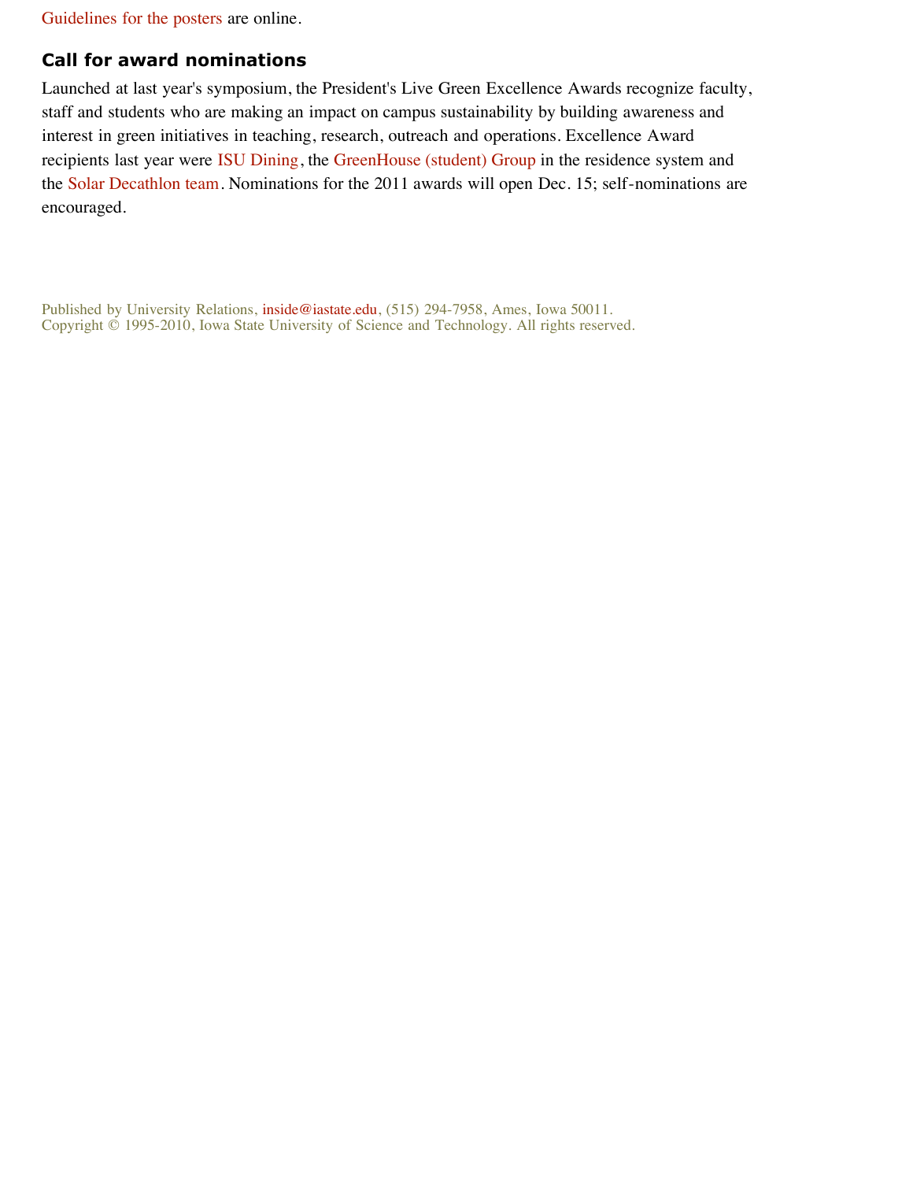Guidelines for the posters are online.

### Call for award nominations

Launched at last year's symposium, the President's Live Green Excellence Awards recognize faculty, staff and students who are making an impact on campus sustainability by building awareness and interest in green initiatives in teaching, research, outreach and operations. Excellence Award recipients last year were ISU Dining, the GreenHouse (student) Group in the residence system and the Solar Decathlon team. Nominations for the 2011 awards will open Dec. 15; self-nominations are encouraged.

Published by University Relations, inside@iastate.edu, (515) 294-7958, Ames, Iowa 50011.
Copyright © 1995-2010, Iowa State University of Science and Technology. All rights reserved.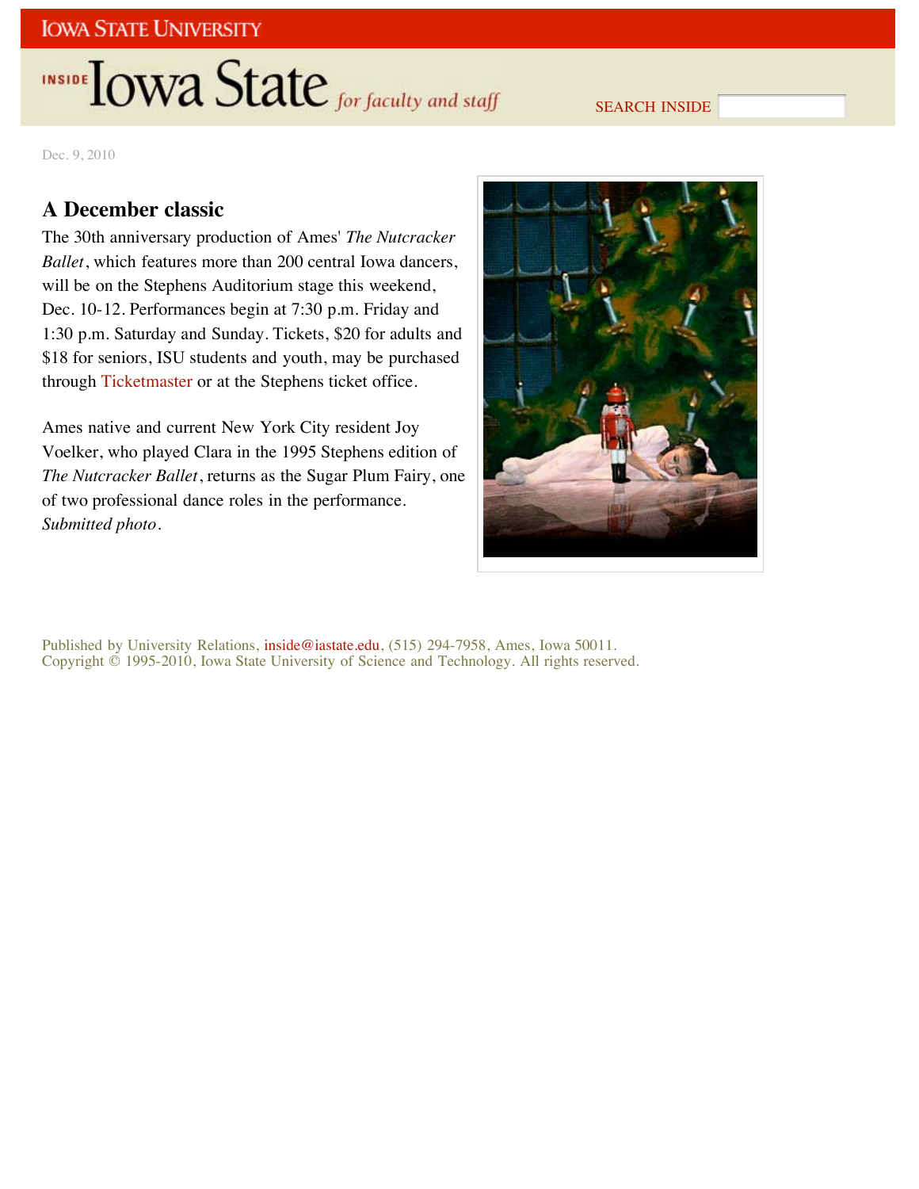Dec. 9, 2010

## A December classic

The 30th anniversary production of Ames' *The Nutcracker Ballet*, which features more than 200 central Iowa dancers, will be on the Stephens Auditorium stage this weekend, Dec. 10-12. Performances begin at 7:30 p.m. Friday and 1:30 p.m. Saturday and Sunday. Tickets, $20 for adults and $18 for seniors, ISU students and youth, may be purchased through Ticketmaster or at the Stephens ticket office.

Ames native and current New York City resident Joy Voelker, who played Clara in the 1995 Stephens edition of *The Nutcracker Ballet*, returns as the Sugar Plum Fairy, one of two professional dance roles in the performance. *Submitted photo*.

Published by University Relations, inside@iastate.edu, (515) 294-7958, Ames, Iowa 50011.
Copyright © 1995-2010, Iowa State University of Science and Technology. All rights reserved.